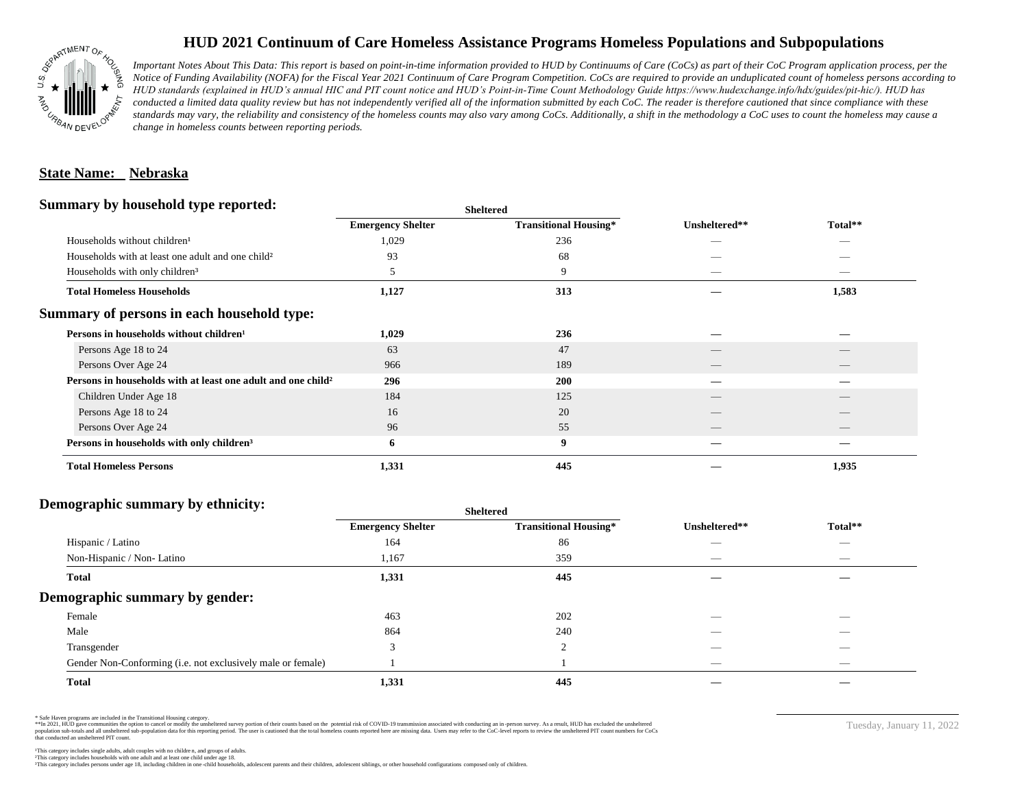# HUD 2021 Continuum of Care Homeless Assistance Programs Homeless Populations and Subpopulations

*Important Notes About This Data: This report is based on point-in-time information provided to HUD by Continuums of Care (CoCs) as part of their CoC Program application process, per the Notice of Funding Availability (NOFA) for the Fiscal Year 2021 Continuum of Care Program Competition. CoCs are required to provide an unduplicated count of homeless persons according to HUD standards (explained in HUD's annual HIC and PIT count notice and HUD's Point-in-Time Count Methodology Guide https://www.hudexchange.info/hdx/guides/pit-hic/). HUD has conducted a limited data quality review but has not independently verified all of the information submitted by each CoC. The reader is therefore cautioned that since compliance with these standards may vary, the reliability and consistency of the homeless counts may also vary among CoCs. Additionally, a shift in the methodology a CoC uses to count the homeless may cause a change in homeless counts between reporting periods.*

**State Name: Nebraska**

## Summary by household type reported:

| | Sheltered | | | |
|---|---|---|---|---|
| | Emergency Shelter | Transitional Housing* | Unsheltered** | Total** |
| Households without children¹ | 1,029 | 236 | — | — |
| Households with at least one adult and one child² | 93 | 68 | — | — |
| Households with only children³ | 5 | 9 | — | — |
| **Total Homeless Households** | **1,127** | **313** | **—** | **1,583** |

## Summary of persons in each household type:

| | Emergency Shelter | Transitional Housing* | Unsheltered** | Total** |
|---|---|---|---|---|
| **Persons in households without children¹** | **1,029** | **236** | **—** | **—** |
| Persons Age 18 to 24 | 63 | 47 | — | — |
| Persons Over Age 24 | 966 | 189 | — | — |
| **Persons in households with at least one adult and one child²** | **296** | **200** | **—** | **—** |
| Children Under Age 18 | 184 | 125 | — | — |
| Persons Age 18 to 24 | 16 | 20 | — | — |
| Persons Over Age 24 | 96 | 55 | — | — |
| **Persons in households with only children³** | **6** | **9** | **—** | **—** |
| **Total Homeless Persons** | **1,331** | **445** | **—** | **1,935** |

## Demographic summary by ethnicity:

| | Sheltered | | | |
|---|---|---|---|---|
| | Emergency Shelter | Transitional Housing* | Unsheltered** | Total** |
| Hispanic / Latino | 164 | 86 | — | — |
| Non-Hispanic / Non- Latino | 1,167 | 359 | — | — |
| **Total** | **1,331** | **445** | **—** | **—** |

## Demographic summary by gender:

| | Emergency Shelter | Transitional Housing* | Unsheltered** | Total** |
|---|---|---|---|---|
| Female | 463 | 202 | — | — |
| Male | 864 | 240 | — | — |
| Transgender | 3 | 2 | — | — |
| Gender Non-Conforming (i.e. not exclusively male or female) | 1 | 1 | — | — |
| **Total** | **1,331** | **445** | **—** | **—** |

\* Safe Haven programs are included in the Transitional Housing category.
\*\*In 2021, HUD gave communities the option to cancel or modify the unsheltered survey portion of their counts based on the potential risk of COVID-19 transmission associated with conducting an in-person survey. As a result, HUD has excluded the unsheltered population sub-totals and all unsheltered sub-population data for this reporting period. The user is cautioned that the total homeless counts reported here are missing data. Users may refer to the CoC-level reports to review the unsheltered PIT count numbers for CoCs that conducted an unsheltered PIT count.

¹This category includes single adults, adult couples with no children, and groups of adults.
²This category includes households with one adult and at least one child under age 18.
³This category includes persons under age 18, including children in one-child households, adolescent parents and their children, adolescent siblings, or other household configurations composed only of children.

Tuesday, January 11, 2022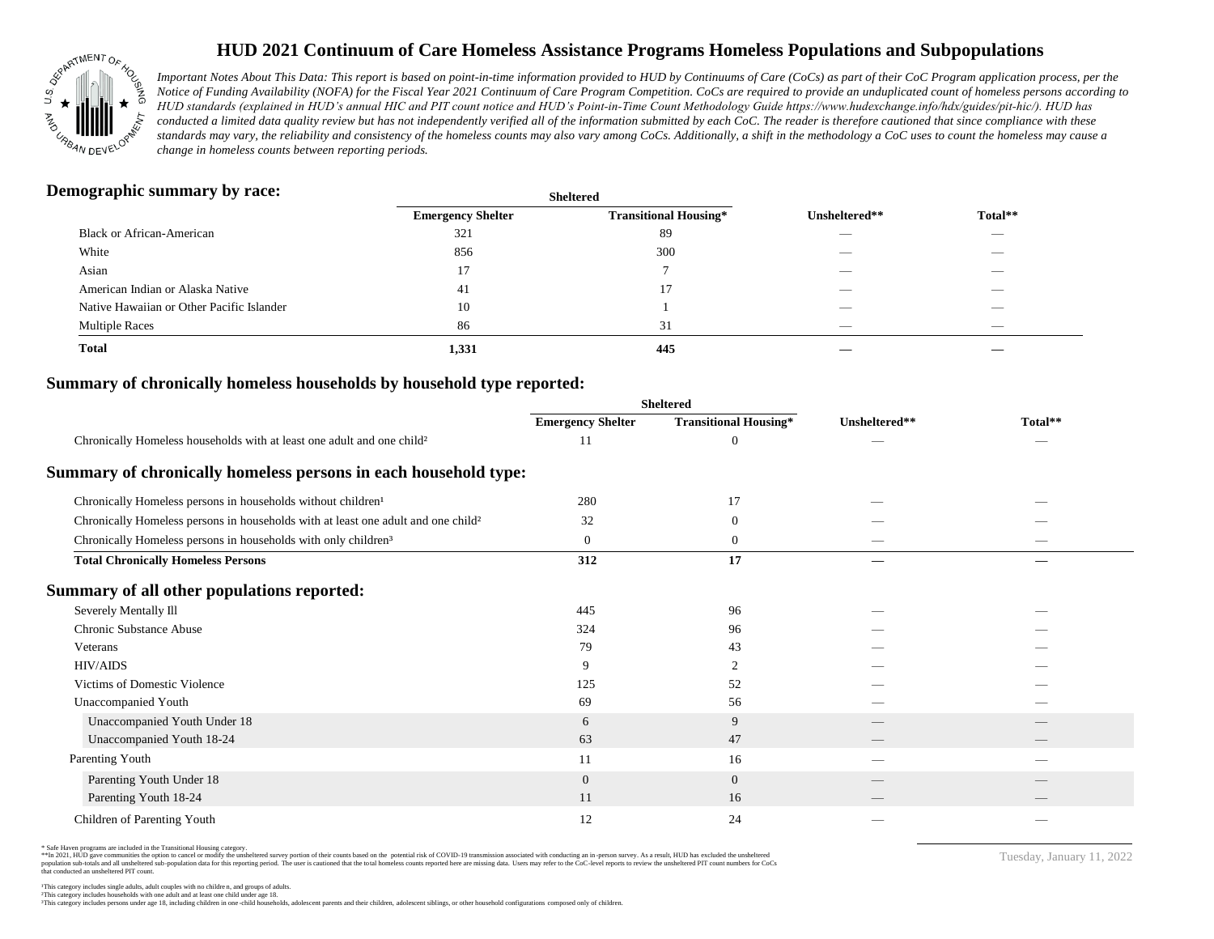# HUD 2021 Continuum of Care Homeless Assistance Programs Homeless Populations and Subpopulations

*Important Notes About This Data: This report is based on point-in-time information provided to HUD by Continuums of Care (CoCs) as part of their CoC Program application process, per the Notice of Funding Availability (NOFA) for the Fiscal Year 2021 Continuum of Care Program Competition. CoCs are required to provide an unduplicated count of homeless persons according to HUD standards (explained in HUD's annual HIC and PIT count notice and HUD's Point-in-Time Count Methodology Guide https://www.hudexchange.info/hdx/guides/pit-hic/). HUD has conducted a limited data quality review but has not independently verified all of the information submitted by each CoC. The reader is therefore cautioned that since compliance with these standards may vary, the reliability and consistency of the homeless counts may also vary among CoCs. Additionally, a shift in the methodology a CoC uses to count the homeless may cause a change in homeless counts between reporting periods.*

## Demographic summary by race:

| | Sheltered | | | |
|---|---|---|---|---|
| | Emergency Shelter | Transitional Housing* | Unsheltered** | Total** |
| Black or African-American | 321 | 89 | — | — |
| White | 856 | 300 | — | — |
| Asian | 17 | 7 | — | — |
| American Indian or Alaska Native | 41 | 17 | — | — |
| Native Hawaiian or Other Pacific Islander | 10 | 1 | — | — |
| Multiple Races | 86 | 31 | — | — |
| **Total** | **1,331** | **445** | **—** | **—** |

## Summary of chronically homeless households by household type reported:

| | Sheltered | | | |
|---|---|---|---|---|
| | Emergency Shelter | Transitional Housing* | Unsheltered** | Total** |
| Chronically Homeless households with at least one adult and one child² | 11 | 0 | — | — |

## Summary of chronically homeless persons in each household type:

| | Emergency Shelter | Transitional Housing* | Unsheltered** | Total** |
|---|---|---|---|---|
| Chronically Homeless persons in households without children¹ | 280 | 17 | — | — |
| Chronically Homeless persons in households with at least one adult and one child² | 32 | 0 | — | — |
| Chronically Homeless persons in households with only children³ | 0 | 0 | — | — |
| **Total Chronically Homeless Persons** | **312** | **17** | **—** | **—** |

## Summary of all other populations reported:

| | Emergency Shelter | Transitional Housing* | Unsheltered** | Total** |
|---|---|---|---|---|
| Severely Mentally Ill | 445 | 96 | — | — |
| Chronic Substance Abuse | 324 | 96 | — | — |
| Veterans | 79 | 43 | — | — |
| HIV/AIDS | 9 | 2 | — | — |
| Victims of Domestic Violence | 125 | 52 | — | — |
| Unaccompanied Youth | 69 | 56 | — | — |
| Unaccompanied Youth Under 18 | 6 | 9 | — | — |
| Unaccompanied Youth 18-24 | 63 | 47 | — | — |
| Parenting Youth | 11 | 16 | — | — |
| Parenting Youth Under 18 | 0 | 0 | — | — |
| Parenting Youth 18-24 | 11 | 16 | — | — |
| Children of Parenting Youth | 12 | 24 | — | — |

\* Safe Haven programs are included in the Transitional Housing category.
**In 2021, HUD gave communities the option to cancel or modify the unsheltered survey portion of their counts based on the potential risk of COVID-19 transmission associated with conducting an in-person survey. As a result, HUD has excluded the unsheltered population sub-totals and all unsheltered sub-population data for this reporting period. The user is cautioned that the total homeless counts reported here are missing data. Users may refer to the CoC-level reports to review the unsheltered PIT count numbers for CoCs that conducted an unsheltered PIT count.

¹This category includes single adults, adult couples with no children, and groups of adults.
²This category includes households with one adult and at least one child under age 18.
³This category includes persons under age 18, including children in one-child households, adolescent parents and their children, adolescent siblings, or other household configurations composed only of children.

Tuesday, January 11, 2022